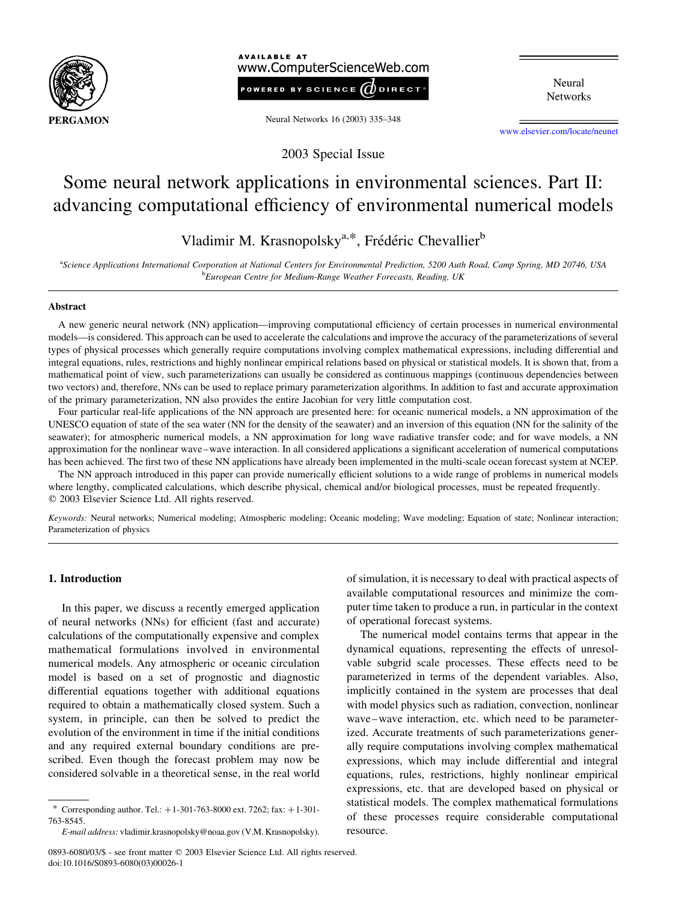2003 Special Issue

# Some neural network applications in environmental sciences. Part II: advancing computational efficiency of environmental numerical models

Vladimir M. Krasnopolsky[a,*], Frédéric Chevallier[b]

[a]Science Applications International Corporation at National Centers for Environmental Prediction, 5200 Auth Road, Camp Spring, MD 20746, USA
[b]European Centre for Medium-Range Weather Forecasts, Reading, UK

## Abstract

A new generic neural network (NN) application—improving computational efficiency of certain processes in numerical environmental models—is considered. This approach can be used to accelerate the calculations and improve the accuracy of the parameterizations of several types of physical processes which generally require computations involving complex mathematical expressions, including differential and integral equations, rules, restrictions and highly nonlinear empirical relations based on physical or statistical models. It is shown that, from a mathematical point of view, such parameterizations can usually be considered as continuous mappings (continuous dependencies between two vectors) and, therefore, NNs can be used to replace primary parameterization algorithms. In addition to fast and accurate approximation of the primary parameterization, NN also provides the entire Jacobian for very little computation cost.

Four particular real-life applications of the NN approach are presented here: for oceanic numerical models, a NN approximation of the UNESCO equation of state of the sea water (NN for the density of the seawater) and an inversion of this equation (NN for the salinity of the seawater); for atmospheric numerical models, a NN approximation for long wave radiative transfer code; and for wave models, a NN approximation for the nonlinear wave–wave interaction. In all considered applications a significant acceleration of numerical computations has been achieved. The first two of these NN applications have already been implemented in the multi-scale ocean forecast system at NCEP.

The NN approach introduced in this paper can provide numerically efficient solutions to a wide range of problems in numerical models where lengthy, complicated calculations, which describe physical, chemical and/or biological processes, must be repeated frequently.
© 2003 Elsevier Science Ltd. All rights reserved.

*Keywords:* Neural networks; Numerical modeling; Atmospheric modeling; Oceanic modeling; Wave modeling; Equation of state; Nonlinear interaction; Parameterization of physics

## 1. Introduction

In this paper, we discuss a recently emerged application of neural networks (NNs) for efficient (fast and accurate) calculations of the computationally expensive and complex mathematical formulations involved in environmental numerical models. Any atmospheric or oceanic circulation model is based on a set of prognostic and diagnostic differential equations together with additional equations required to obtain a mathematically closed system. Such a system, in principle, can then be solved to predict the evolution of the environment in time if the initial conditions and any required external boundary conditions are prescribed. Even though the forecast problem may now be considered solvable in a theoretical sense, in the real world of simulation, it is necessary to deal with practical aspects of available computational resources and minimize the computer time taken to produce a run, in particular in the context of operational forecast systems.

The numerical model contains terms that appear in the dynamical equations, representing the effects of unresolvable subgrid scale processes. These effects need to be parameterized in terms of the dependent variables. Also, implicitly contained in the system are processes that deal with model physics such as radiation, convection, nonlinear wave–wave interaction, etc. which need to be parameterized. Accurate treatments of such parameterizations generally require computations involving complex mathematical expressions, which may include differential and integral equations, rules, restrictions, highly nonlinear empirical expressions, etc. that are developed based on physical or statistical models. The complex mathematical formulations of these processes require considerable computational resource.

* Corresponding author. Tel.: +1-301-763-8000 ext. 7262; fax: +1-301-763-8545.
*E-mail address:* vladimir.krasnopolsky@noaa.gov (V.M. Krasnopolsky).

0893-6080/03/$ - see front matter © 2003 Elsevier Science Ltd. All rights reserved.
doi:10.1016/S0893-6080(03)00026-1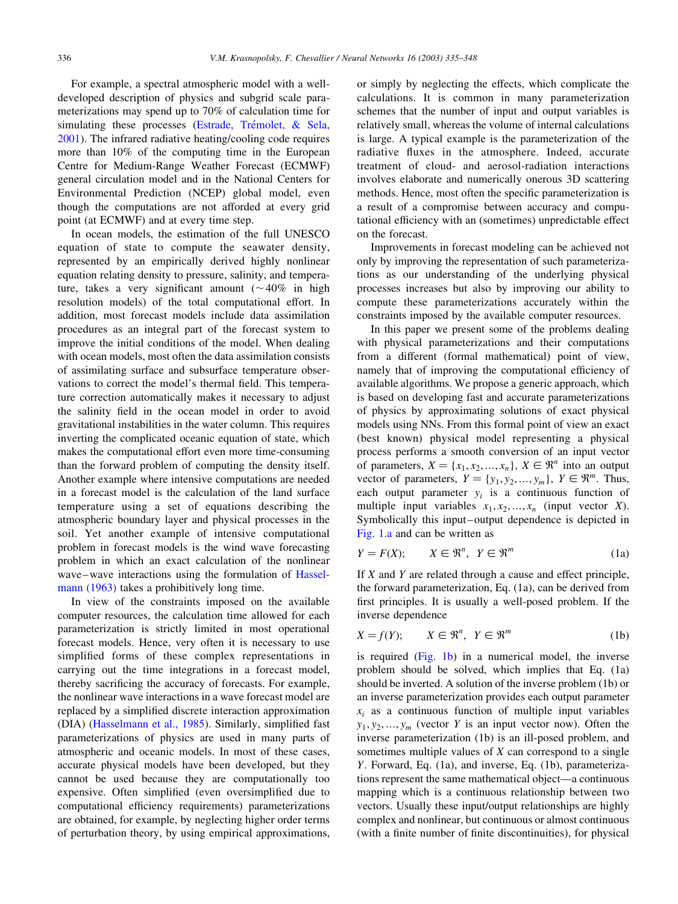For example, a spectral atmospheric model with a well-developed description of physics and subgrid scale parameterizations may spend up to 70% of calculation time for simulating these processes (Estrade, Trémolet, & Sela, 2001). The infrared radiative heating/cooling code requires more than 10% of the computing time in the European Centre for Medium-Range Weather Forecast (ECMWF) general circulation model and in the National Centers for Environmental Prediction (NCEP) global model, even though the computations are not afforded at every grid point (at ECMWF) and at every time step.

In ocean models, the estimation of the full UNESCO equation of state to compute the seawater density, represented by an empirically derived highly nonlinear equation relating density to pressure, salinity, and temperature, takes a very significant amount (~40% in high resolution models) of the total computational effort. In addition, most forecast models include data assimilation procedures as an integral part of the forecast system to improve the initial conditions of the model. When dealing with ocean models, most often the data assimilation consists of assimilating surface and subsurface temperature observations to correct the model's thermal field. This temperature correction automatically makes it necessary to adjust the salinity field in the ocean model in order to avoid gravitational instabilities in the water column. This requires inverting the complicated oceanic equation of state, which makes the computational effort even more time-consuming than the forward problem of computing the density itself. Another example where intensive computations are needed in a forecast model is the calculation of the land surface temperature using a set of equations describing the atmospheric boundary layer and physical processes in the soil. Yet another example of intensive computational problem in forecast models is the wind wave forecasting problem in which an exact calculation of the nonlinear wave–wave interactions using the formulation of Hasselmann (1963) takes a prohibitively long time.

In view of the constraints imposed on the available computer resources, the calculation time allowed for each parameterization is strictly limited in most operational forecast models. Hence, very often it is necessary to use simplified forms of these complex representations in carrying out the time integrations in a forecast model, thereby sacrificing the accuracy of forecasts. For example, the nonlinear wave interactions in a wave forecast model are replaced by a simplified discrete interaction approximation (DIA) (Hasselmann et al., 1985). Similarly, simplified fast parameterizations of physics are used in many parts of atmospheric and oceanic models. In most of these cases, accurate physical models have been developed, but they cannot be used because they are computationally too expensive. Often simplified (even oversimplified due to computational efficiency requirements) parameterizations are obtained, for example, by neglecting higher order terms of perturbation theory, by using empirical approximations, or simply by neglecting the effects, which complicate the calculations. It is common in many parameterization schemes that the number of input and output variables is relatively small, whereas the volume of internal calculations is large. A typical example is the parameterization of the radiative fluxes in the atmosphere. Indeed, accurate treatment of cloud- and aerosol-radiation interactions involves elaborate and numerically onerous 3D scattering methods. Hence, most often the specific parameterization is a result of a compromise between accuracy and computational efficiency with an (sometimes) unpredictable effect on the forecast.

Improvements in forecast modeling can be achieved not only by improving the representation of such parameterizations as our understanding of the underlying physical processes increases but also by improving our ability to compute these parameterizations accurately within the constraints imposed by the available computer resources.

In this paper we present some of the problems dealing with physical parameterizations and their computations from a different (formal mathematical) point of view, namely that of improving the computational efficiency of available algorithms. We propose a generic approach, which is based on developing fast and accurate parameterizations of physics by approximating solutions of exact physical models using NNs. From this formal point of view an exact (best known) physical model representing a physical process performs a smooth conversion of an input vector of parameters, $X = \{x_1, x_2, \ldots, x_n\}$, $X \in \Re^n$ into an output vector of parameters, $Y = \{y_1, y_2, \ldots, y_m\}$, $Y \in \Re^m$. Thus, each output parameter $y_i$ is a continuous function of multiple input variables $x_1, x_2, \ldots, x_n$ (input vector $X$). Symbolically this input–output dependence is depicted in Fig. 1.a and can be written as

$$Y = F(X); \qquad X \in \Re^n, \;\; Y \in \Re^m \tag{1a}$$

If $X$ and $Y$ are related through a cause and effect principle, the forward parameterization, Eq. (1a), can be derived from first principles. It is usually a well-posed problem. If the inverse dependence

$$X = f(Y); \qquad X \in \Re^n, \;\; Y \in \Re^m \tag{1b}$$

is required (Fig. 1b) in a numerical model, the inverse problem should be solved, which implies that Eq. (1a) should be inverted. A solution of the inverse problem (1b) or an inverse parameterization provides each output parameter $x_i$ as a continuous function of multiple input variables $y_1, y_2, \ldots, y_m$ (vector $Y$ is an input vector now). Often the inverse parameterization (1b) is an ill-posed problem, and sometimes multiple values of $X$ can correspond to a single $Y$. Forward, Eq. (1a), and inverse, Eq. (1b), parameterizations represent the same mathematical object—a continuous mapping which is a continuous relationship between two vectors. Usually these input/output relationships are highly complex and nonlinear, but continuous or almost continuous (with a finite number of finite discontinuities), for physical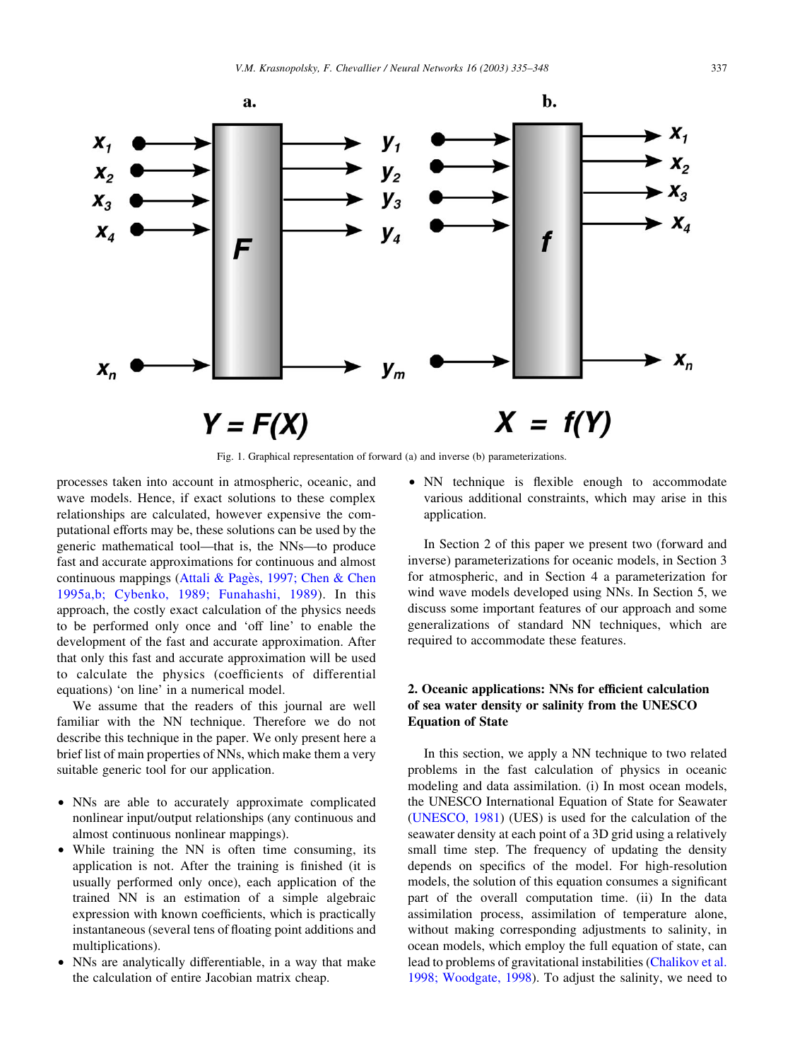Fig. 1. Graphical representation of forward (a) and inverse (b) parameterizations.

processes taken into account in atmospheric, oceanic, and wave models. Hence, if exact solutions to these complex relationships are calculated, however expensive the computational efforts may be, these solutions can be used by the generic mathematical tool—that is, the NNs—to produce fast and accurate approximations for continuous and almost continuous mappings (Attali & Pagès, 1997; Chen & Chen 1995a,b; Cybenko, 1989; Funahashi, 1989). In this approach, the costly exact calculation of the physics needs to be performed only once and 'off line' to enable the development of the fast and accurate approximation. After that only this fast and accurate approximation will be used to calculate the physics (coefficients of differential equations) 'on line' in a numerical model.

We assume that the readers of this journal are well familiar with the NN technique. Therefore we do not describe this technique in the paper. We only present here a brief list of main properties of NNs, which make them a very suitable generic tool for our application.

- NNs are able to accurately approximate complicated nonlinear input/output relationships (any continuous and almost continuous nonlinear mappings).
- While training the NN is often time consuming, its application is not. After the training is finished (it is usually performed only once), each application of the trained NN is an estimation of a simple algebraic expression with known coefficients, which is practically instantaneous (several tens of floating point additions and multiplications).
- NNs are analytically differentiable, in a way that make the calculation of entire Jacobian matrix cheap.
- NN technique is flexible enough to accommodate various additional constraints, which may arise in this application.

In Section 2 of this paper we present two (forward and inverse) parameterizations for oceanic models, in Section 3 for atmospheric, and in Section 4 a parameterization for wind wave models developed using NNs. In Section 5, we discuss some important features of our approach and some generalizations of standard NN techniques, which are required to accommodate these features.

## 2. Oceanic applications: NNs for efficient calculation of sea water density or salinity from the UNESCO Equation of State

In this section, we apply a NN technique to two related problems in the fast calculation of physics in oceanic modeling and data assimilation. (i) In most ocean models, the UNESCO International Equation of State for Seawater (UNESCO, 1981) (UES) is used for the calculation of the seawater density at each point of a 3D grid using a relatively small time step. The frequency of updating the density depends on specifics of the model. For high-resolution models, the solution of this equation consumes a significant part of the overall computation time. (ii) In the data assimilation process, assimilation of temperature alone, without making corresponding adjustments to salinity, in ocean models, which employ the full equation of state, can lead to problems of gravitational instabilities (Chalikov et al. 1998; Woodgate, 1998). To adjust the salinity, we need to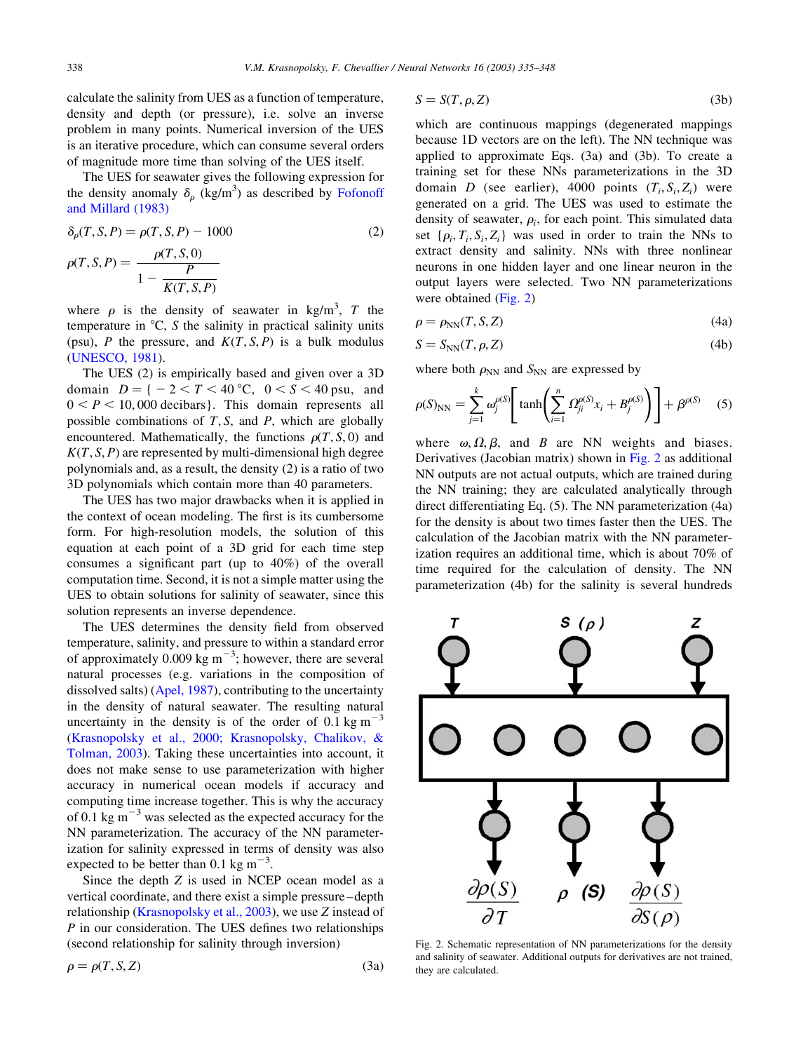calculate the salinity from UES as a function of temperature, density and depth (or pressure), i.e. solve an inverse problem in many points. Numerical inversion of the UES is an iterative procedure, which can consume several orders of magnitude more time than solving of the UES itself.

The UES for seawater gives the following expression for the density anomaly $\delta_\rho$ (kg/m$^3$) as described by Fofonoff and Millard (1983)

$$\delta_\rho(T,S,P) = \rho(T,S,P) - 1000 \tag{2}$$

$$\rho(T,S,P) = \frac{\rho(T,S,0)}{1 - \dfrac{P}{K(T,S,P)}}$$

where $\rho$ is the density of seawater in kg/m$^3$, $T$ the temperature in °C, $S$ the salinity in practical salinity units (psu), $P$ the pressure, and $K(T,S,P)$ is a bulk modulus (UNESCO, 1981).

The UES (2) is empirically based and given over a 3D domain $D = \{-2 < T < 40\,°\text{C},\ 0 < S < 40\,\text{psu, and}\ 0 < P < 10{,}000\ \text{decibars}\}$. This domain represents all possible combinations of $T$, $S$, and $P$, which are globally encountered. Mathematically, the functions $\rho(T,S,0)$ and $K(T,S,P)$ are represented by multi-dimensional high degree polynomials and, as a result, the density (2) is a ratio of two 3D polynomials which contain more than 40 parameters.

The UES has two major drawbacks when it is applied in the context of ocean modeling. The first is its cumbersome form. For high-resolution models, the solution of this equation at each point of a 3D grid for each time step consumes a significant part (up to 40%) of the overall computation time. Second, it is not a simple matter using the UES to obtain solutions for salinity of seawater, since this solution represents an inverse dependence.

The UES determines the density field from observed temperature, salinity, and pressure to within a standard error of approximately 0.009 kg m$^{-3}$; however, there are several natural processes (e.g. variations in the composition of dissolved salts) (Apel, 1987), contributing to the uncertainty in the density of natural seawater. The resulting natural uncertainty in the density is of the order of 0.1 kg m$^{-3}$ (Krasnopolsky et al., 2000; Krasnopolsky, Chalikov, & Tolman, 2003). Taking these uncertainties into account, it does not make sense to use parameterization with higher accuracy in numerical ocean models if accuracy and computing time increase together. This is why the accuracy of 0.1 kg m$^{-3}$ was selected as the expected accuracy for the NN parameterization. The accuracy of the NN parameterization for salinity expressed in terms of density was also expected to be better than 0.1 kg m$^{-3}$.

Since the depth $Z$ is used in NCEP ocean model as a vertical coordinate, and there exist a simple pressure–depth relationship (Krasnopolsky et al., 2003), we use $Z$ instead of $P$ in our consideration. The UES defines two relationships (second relationship for salinity through inversion)

$$\rho = \rho(T,S,Z) \tag{3a}$$

$$S = S(T,\rho,Z) \tag{3b}$$

which are continuous mappings (degenerated mappings because 1D vectors are on the left). The NN technique was applied to approximate Eqs. (3a) and (3b). To create a training set for these NNs parameterizations in the 3D domain $D$ (see earlier), 4000 points $(T_i, S_i, Z_i)$ were generated on a grid. The UES was used to estimate the density of seawater, $\rho_i$, for each point. This simulated data set $\{\rho_i, T_i, S_i, Z_i\}$ was used in order to train the NNs to extract density and salinity. NNs with three nonlinear neurons in one hidden layer and one linear neuron in the output layers were selected. Two NN parameterizations were obtained (Fig. 2)

$$\rho = \rho_{NN}(T,S,Z) \tag{4a}$$

$$S = S_{NN}(T,\rho,Z) \tag{4b}$$

where both $\rho_{NN}$ and $S_{NN}$ are expressed by

$$\rho(S)_{NN} = \sum_{j=1}^{k} \omega_j^{\rho(S)} \left[ \tanh\left( \sum_{i=1}^{n} \Omega_{ji}^{\rho(S)} x_i + B_j^{\rho(S)} \right) \right] + \beta^{\rho(S)} \tag{5}$$

where $\omega, \Omega, \beta$, and $B$ are NN weights and biases. Derivatives (Jacobian matrix) shown in Fig. 2 as additional NN outputs are not actual outputs, which are trained during the NN training; they are calculated analytically through direct differentiating Eq. (5). The NN parameterization (4a) for the density is about two times faster then the UES. The calculation of the Jacobian matrix with the NN parameterization requires an additional time, which is about 70% of time required for the calculation of density. The NN parameterization (4b) for the salinity is several hundreds

Fig. 2. Schematic representation of NN parameterizations for the density and salinity of seawater. Additional outputs for derivatives are not trained, they are calculated.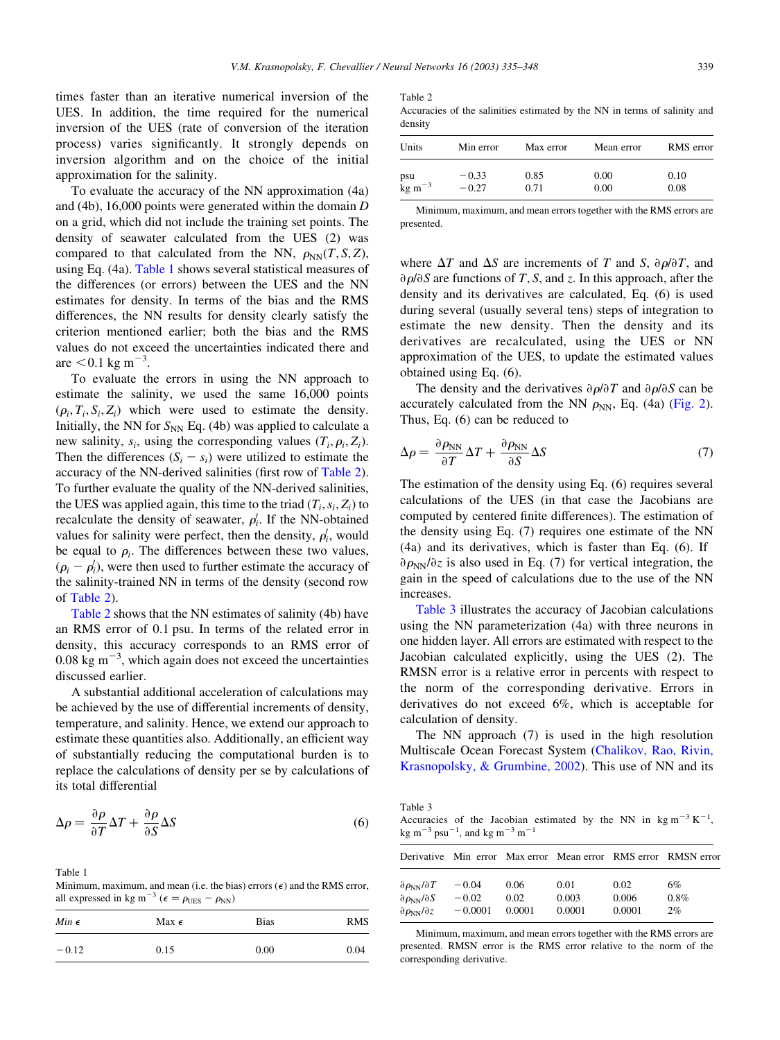times faster than an iterative numerical inversion of the UES. In addition, the time required for the numerical inversion of the UES (rate of conversion of the iteration process) varies significantly. It strongly depends on inversion algorithm and on the choice of the initial approximation for the salinity.

To evaluate the accuracy of the NN approximation (4a) and (4b), 16,000 points were generated within the domain $D$ on a grid, which did not include the training set points. The density of seawater calculated from the UES (2) was compared to that calculated from the NN, $\rho_{\mathrm{NN}}(T,S,Z)$, using Eq. (4a). Table 1 shows several statistical measures of the differences (or errors) between the UES and the NN estimates for density. In terms of the bias and the RMS differences, the NN results for density clearly satisfy the criterion mentioned earlier; both the bias and the RMS values do not exceed the uncertainties indicated there and are $<0.1$ kg m$^{-3}$.

To evaluate the errors in using the NN approach to estimate the salinity, we used the same 16,000 points $(\rho_i, T_i, S_i, Z_i)$ which were used to estimate the density. Initially, the NN for $S_{\mathrm{NN}}$ Eq. (4b) was applied to calculate a new salinity, $s_i$, using the corresponding values $(T_i, \rho_i, Z_i)$. Then the differences $(S_i - s_i)$ were utilized to estimate the accuracy of the NN-derived salinities (first row of Table 2). To further evaluate the quality of the NN-derived salinities, the UES was applied again, this time to the triad $(T_i, s_i, Z_i)$ to recalculate the density of seawater, $\rho_i^{\prime}$. If the NN-obtained values for salinity were perfect, then the density, $\rho_i^{\prime}$, would be equal to $\rho_i$. The differences between these two values, $(\rho_i - \rho_i^{\prime})$, were then used to further estimate the accuracy of the salinity-trained NN in terms of the density (second row of Table 2).

Table 2 shows that the NN estimates of salinity (4b) have an RMS error of 0.1 psu. In terms of the related error in density, this accuracy corresponds to an RMS error of 0.08 kg m$^{-3}$, which again does not exceed the uncertainties discussed earlier.

A substantial additional acceleration of calculations may be achieved by the use of differential increments of density, temperature, and salinity. Hence, we extend our approach to estimate these quantities also. Additionally, an efficient way of substantially reducing the computational burden is to replace the calculations of density per se by calculations of its total differential

$$\Delta\rho = \frac{\partial\rho}{\partial T}\Delta T + \frac{\partial\rho}{\partial S}\Delta S \tag{6}$$

Table 1
Minimum, maximum, and mean (i.e. the bias) errors ($\epsilon$) and the RMS error, all expressed in kg m$^{-3}$ ($\epsilon = \rho_{\mathrm{UES}} - \rho_{\mathrm{NN}}$)

| *Min* $\epsilon$ | Max $\epsilon$ | Bias | RMS |
|---|---|---|---|
| −0.12 | 0.15 | 0.00 | 0.04 |

Table 2
Accuracies of the salinities estimated by the NN in terms of salinity and density

| Units | Min error | Max error | Mean error | RMS error |
|---|---|---|---|---|
| psu | −0.33 | 0.85 | 0.00 | 0.10 |
| kg m$^{-3}$ | −0.27 | 0.71 | 0.00 | 0.08 |

Minimum, maximum, and mean errors together with the RMS errors are presented.

where $\Delta T$ and $\Delta S$ are increments of $T$ and $S$, $\partial\rho/\partial T$, and $\partial\rho/\partial S$ are functions of $T$, $S$, and $z$. In this approach, after the density and its derivatives are calculated, Eq. (6) is used during several (usually several tens) steps of integration to estimate the new density. Then the density and its derivatives are recalculated, using the UES or NN approximation of the UES, to update the estimated values obtained using Eq. (6).

The density and the derivatives $\partial\rho/\partial T$ and $\partial\rho/\partial S$ can be accurately calculated from the NN $\rho_{\mathrm{NN}}$, Eq. (4a) (Fig. 2). Thus, Eq. (6) can be reduced to

$$\Delta\rho = \frac{\partial\rho_{\mathrm{NN}}}{\partial T}\Delta T + \frac{\partial\rho_{\mathrm{NN}}}{\partial S}\Delta S \tag{7}$$

The estimation of the density using Eq. (6) requires several calculations of the UES (in that case the Jacobians are computed by centered finite differences). The estimation of the density using Eq. (7) requires one estimate of the NN (4a) and its derivatives, which is faster than Eq. (6). If $\partial\rho_{\mathrm{NN}}/\partial z$ is also used in Eq. (7) for vertical integration, the gain in the speed of calculations due to the use of the NN increases.

Table 3 illustrates the accuracy of Jacobian calculations using the NN parameterization (4a) with three neurons in one hidden layer. All errors are estimated with respect to the Jacobian calculated explicitly, using the UES (2). The RMSN error is a relative error in percents with respect to the norm of the corresponding derivative. Errors in derivatives do not exceed 6%, which is acceptable for calculation of density.

The NN approach (7) is used in the high resolution Multiscale Ocean Forecast System (Chalikov, Rao, Rivin, Krasnopolsky, & Grumbine, 2002). This use of NN and its

Table 3
Accuracies of the Jacobian estimated by the NN in kg m$^{-3}$ K$^{-1}$, kg m$^{-3}$ psu$^{-1}$, and kg m$^{-3}$ m$^{-1}$

| Derivative | Min error | Max error | Mean error | RMS error | RMSN error |
|---|---|---|---|---|---|
| $\partial\rho_{\mathrm{NN}}/\partial T$ | −0.04 | 0.06 | 0.01 | 0.02 | 6% |
| $\partial\rho_{\mathrm{NN}}/\partial S$ | −0.02 | 0.02 | 0.003 | 0.006 | 0.8% |
| $\partial\rho_{\mathrm{NN}}/\partial z$ | −0.0001 | 0.0001 | 0.0001 | 0.0001 | 2% |

Minimum, maximum, and mean errors together with the RMS errors are presented. RMSN error is the RMS error relative to the norm of the corresponding derivative.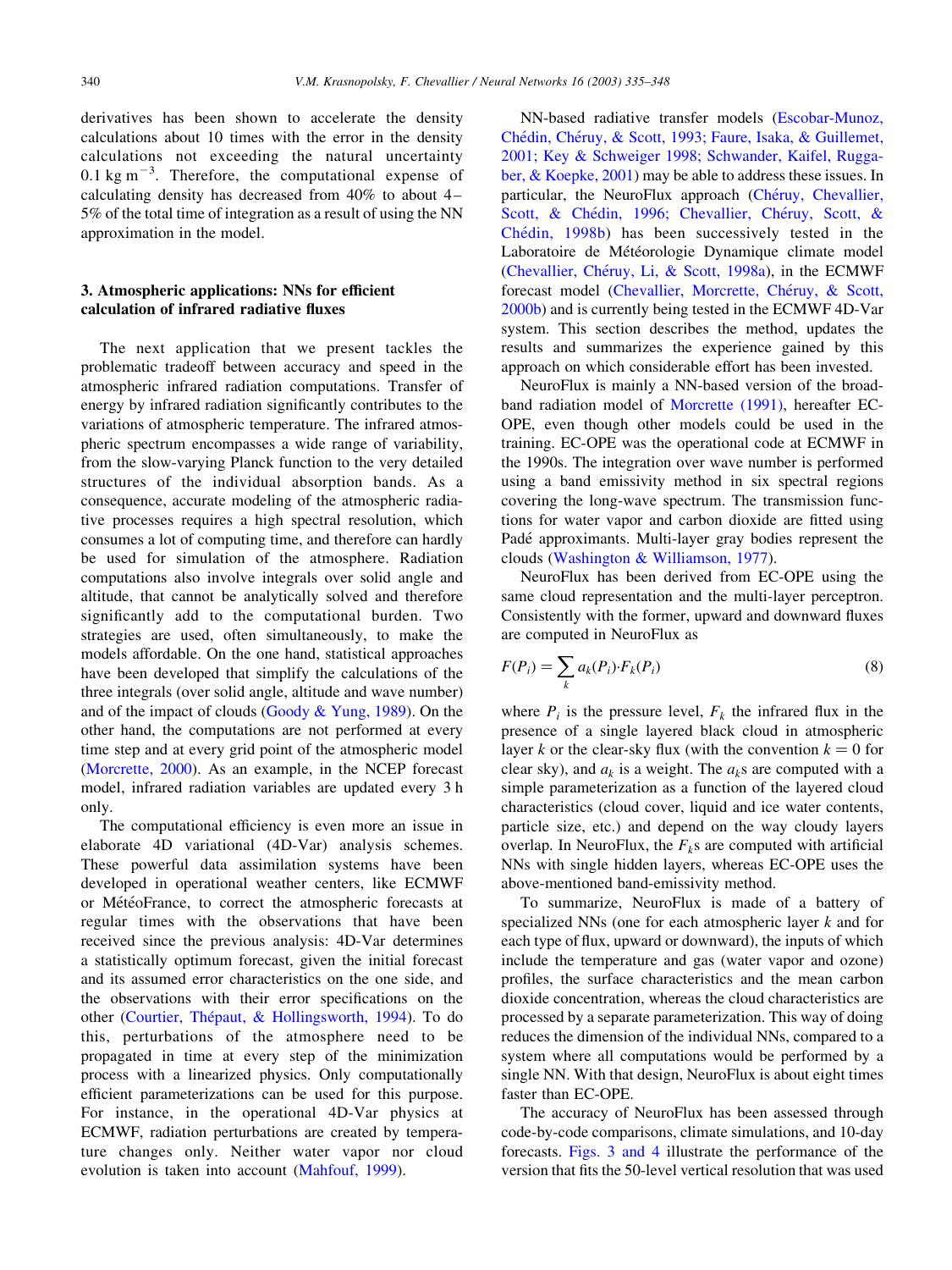derivatives has been shown to accelerate the density calculations about 10 times with the error in the density calculations not exceeding the natural uncertainty $0.1 \text{ kg m}^{-3}$. Therefore, the computational expense of calculating density has decreased from 40% to about 4–5% of the total time of integration as a result of using the NN approximation in the model.

## 3. Atmospheric applications: NNs for efficient calculation of infrared radiative fluxes

The next application that we present tackles the problematic tradeoff between accuracy and speed in the atmospheric infrared radiation computations. Transfer of energy by infrared radiation significantly contributes to the variations of atmospheric temperature. The infrared atmospheric spectrum encompasses a wide range of variability, from the slow-varying Planck function to the very detailed structures of the individual absorption bands. As a consequence, accurate modeling of the atmospheric radiative processes requires a high spectral resolution, which consumes a lot of computing time, and therefore can hardly be used for simulation of the atmosphere. Radiation computations also involve integrals over solid angle and altitude, that cannot be analytically solved and therefore significantly add to the computational burden. Two strategies are used, often simultaneously, to make the models affordable. On the one hand, statistical approaches have been developed that simplify the calculations of the three integrals (over solid angle, altitude and wave number) and of the impact of clouds (Goody & Yung, 1989). On the other hand, the computations are not performed at every time step and at every grid point of the atmospheric model (Morcrette, 2000). As an example, in the NCEP forecast model, infrared radiation variables are updated every 3 h only.

The computational efficiency is even more an issue in elaborate 4D variational (4D-Var) analysis schemes. These powerful data assimilation systems have been developed in operational weather centers, like ECMWF or MétéoFrance, to correct the atmospheric forecasts at regular times with the observations that have been received since the previous analysis: 4D-Var determines a statistically optimum forecast, given the initial forecast and its assumed error characteristics on the one side, and the observations with their error specifications on the other (Courtier, Thépaut, & Hollingsworth, 1994). To do this, perturbations of the atmosphere need to be propagated in time at every step of the minimization process with a linearized physics. Only computationally efficient parameterizations can be used for this purpose. For instance, in the operational 4D-Var physics at ECMWF, radiation perturbations are created by temperature changes only. Neither water vapor nor cloud evolution is taken into account (Mahfouf, 1999).

NN-based radiative transfer models (Escobar-Munoz, Chédin, Chéruy, & Scott, 1993; Faure, Isaka, & Guillemet, 2001; Key & Schweiger 1998; Schwander, Kaifel, Ruggaber, & Koepke, 2001) may be able to address these issues. In particular, the NeuroFlux approach (Chéruy, Chevallier, Scott, & Chédin, 1996; Chevallier, Chéruy, Scott, & Chédin, 1998b) has been successively tested in the Laboratoire de Météorologie Dynamique climate model (Chevallier, Chéruy, Li, & Scott, 1998a), in the ECMWF forecast model (Chevallier, Morcrette, Chéruy, & Scott, 2000b) and is currently being tested in the ECMWF 4D-Var system. This section describes the method, updates the results and summarizes the experience gained by this approach on which considerable effort has been invested.

NeuroFlux is mainly a NN-based version of the broadband radiation model of Morcrette (1991), hereafter EC-OPE, even though other models could be used in the training. EC-OPE was the operational code at ECMWF in the 1990s. The integration over wave number is performed using a band emissivity method in six spectral regions covering the long-wave spectrum. The transmission functions for water vapor and carbon dioxide are fitted using Padé approximants. Multi-layer gray bodies represent the clouds (Washington & Williamson, 1977).

NeuroFlux has been derived from EC-OPE using the same cloud representation and the multi-layer perceptron. Consistently with the former, upward and downward fluxes are computed in NeuroFlux as

$$F(P_i) = \sum_k a_k(P_i) \cdot F_k(P_i) \tag{8}$$

where $P_i$ is the pressure level, $F_k$ the infrared flux in the presence of a single layered black cloud in atmospheric layer $k$ or the clear-sky flux (with the convention $k = 0$ for clear sky), and $a_k$ is a weight. The $a_k$s are computed with a simple parameterization as a function of the layered cloud characteristics (cloud cover, liquid and ice water contents, particle size, etc.) and depend on the way cloudy layers overlap. In NeuroFlux, the $F_k$s are computed with artificial NNs with single hidden layers, whereas EC-OPE uses the above-mentioned band-emissivity method.

To summarize, NeuroFlux is made of a battery of specialized NNs (one for each atmospheric layer $k$ and for each type of flux, upward or downward), the inputs of which include the temperature and gas (water vapor and ozone) profiles, the surface characteristics and the mean carbon dioxide concentration, whereas the cloud characteristics are processed by a separate parameterization. This way of doing reduces the dimension of the individual NNs, compared to a system where all computations would be performed by a single NN. With that design, NeuroFlux is about eight times faster than EC-OPE.

The accuracy of NeuroFlux has been assessed through code-by-code comparisons, climate simulations, and 10-day forecasts. Figs. 3 and 4 illustrate the performance of the version that fits the 50-level vertical resolution that was used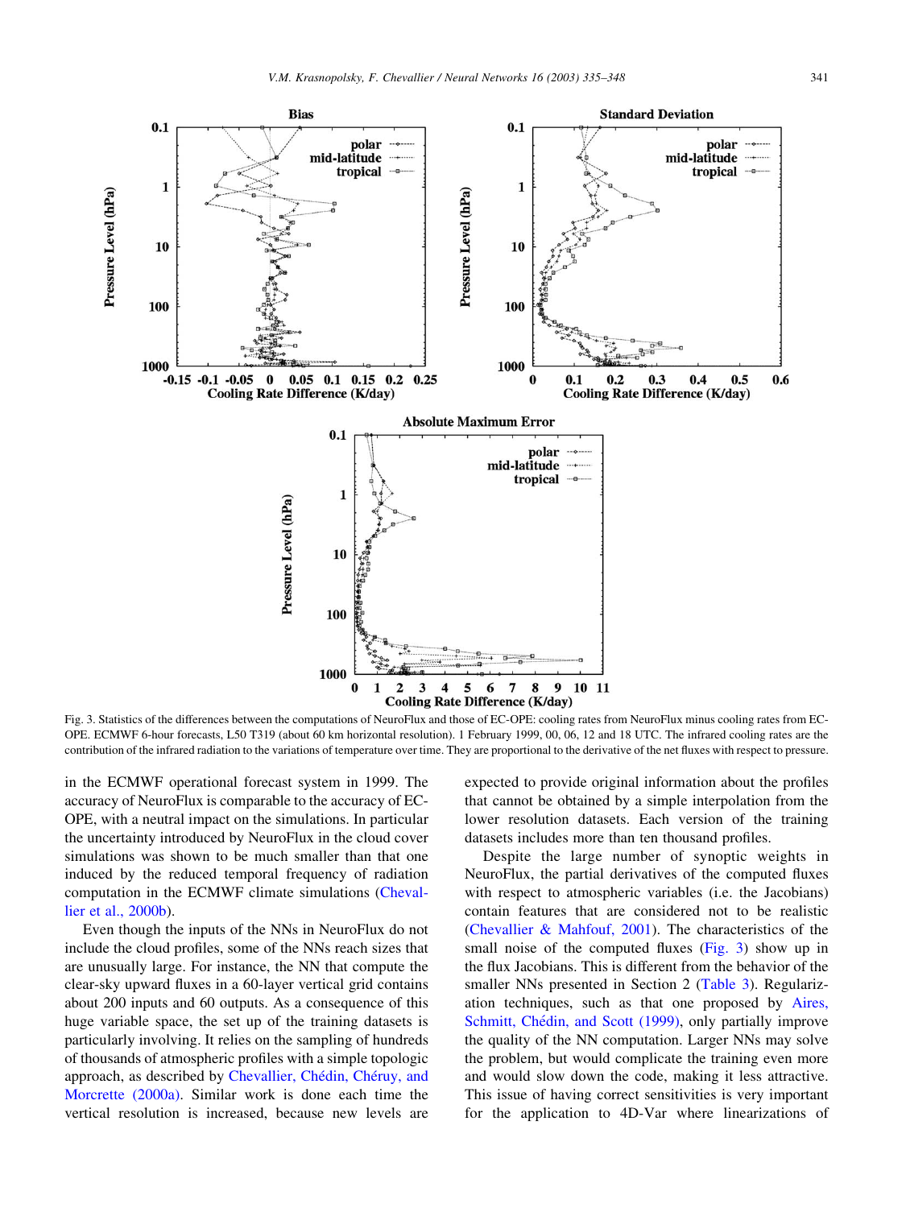Fig. 3. Statistics of the differences between the computations of NeuroFlux and those of EC-OPE: cooling rates from NeuroFlux minus cooling rates from EC-OPE. ECMWF 6-hour forecasts, L50 T319 (about 60 km horizontal resolution). 1 February 1999, 00, 06, 12 and 18 UTC. The infrared cooling rates are the contribution of the infrared radiation to the variations of temperature over time. They are proportional to the derivative of the net fluxes with respect to pressure.

in the ECMWF operational forecast system in 1999. The accuracy of NeuroFlux is comparable to the accuracy of EC-OPE, with a neutral impact on the simulations. In particular the uncertainty introduced by NeuroFlux in the cloud cover simulations was shown to be much smaller than that one induced by the reduced temporal frequency of radiation computation in the ECMWF climate simulations (Chevallier et al., 2000b).

Even though the inputs of the NNs in NeuroFlux do not include the cloud profiles, some of the NNs reach sizes that are unusually large. For instance, the NN that compute the clear-sky upward fluxes in a 60-layer vertical grid contains about 200 inputs and 60 outputs. As a consequence of this huge variable space, the set up of the training datasets is particularly involving. It relies on the sampling of hundreds of thousands of atmospheric profiles with a simple topologic approach, as described by Chevallier, Chédin, Chéruy, and Morcrette (2000a). Similar work is done each time the vertical resolution is increased, because new levels are expected to provide original information about the profiles that cannot be obtained by a simple interpolation from the lower resolution datasets. Each version of the training datasets includes more than ten thousand profiles.

Despite the large number of synoptic weights in NeuroFlux, the partial derivatives of the computed fluxes with respect to atmospheric variables (i.e. the Jacobians) contain features that are considered not to be realistic (Chevallier & Mahfouf, 2001). The characteristics of the small noise of the computed fluxes (Fig. 3) show up in the flux Jacobians. This is different from the behavior of the smaller NNs presented in Section 2 (Table 3). Regularization techniques, such as that one proposed by Aires, Schmitt, Chédin, and Scott (1999), only partially improve the quality of the NN computation. Larger NNs may solve the problem, but would complicate the training even more and would slow down the code, making it less attractive. This issue of having correct sensitivities is very important for the application to 4D-Var where linearizations of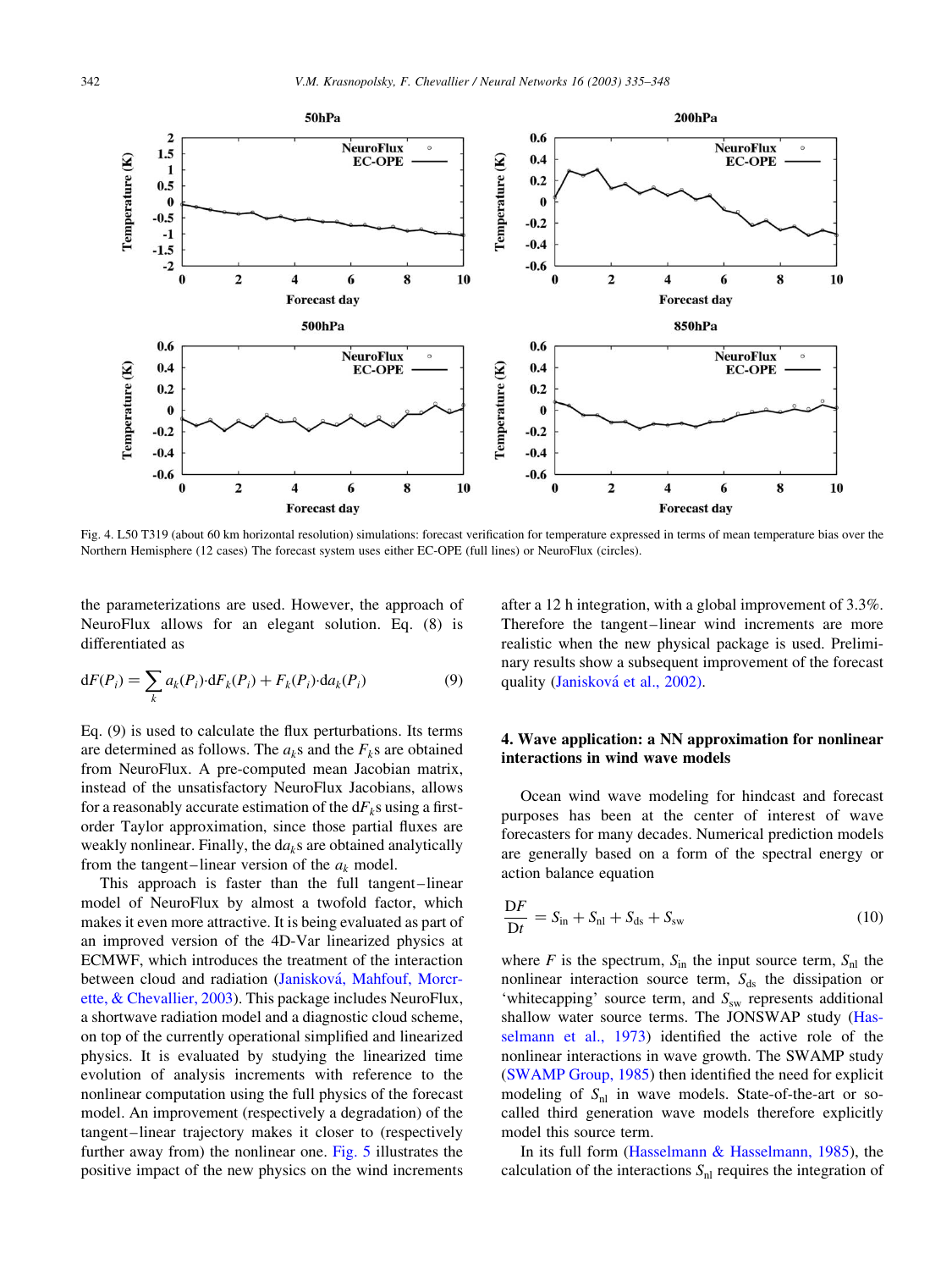Fig. 4. L50 T319 (about 60 km horizontal resolution) simulations: forecast verification for temperature expressed in terms of mean temperature bias over the Northern Hemisphere (12 cases) The forecast system uses either EC-OPE (full lines) or NeuroFlux (circles).

the parameterizations are used. However, the approach of NeuroFlux allows for an elegant solution. Eq. (8) is differentiated as

$$\mathrm{d}F(P_i) = \sum_k a_k(P_i)\cdot \mathrm{d}F_k(P_i) + F_k(P_i)\cdot \mathrm{d}a_k(P_i) \tag{9}$$

Eq. (9) is used to calculate the flux perturbations. Its terms are determined as follows. The $a_k$s and the $F_k$s are obtained from NeuroFlux. A pre-computed mean Jacobian matrix, instead of the unsatisfactory NeuroFlux Jacobians, allows for a reasonably accurate estimation of the $\mathrm{d}F_k$s using a first-order Taylor approximation, since those partial fluxes are weakly nonlinear. Finally, the $\mathrm{d}a_k$s are obtained analytically from the tangent–linear version of the $a_k$ model.

This approach is faster than the full tangent–linear model of NeuroFlux by almost a twofold factor, which makes it even more attractive. It is being evaluated as part of an improved version of the 4D-Var linearized physics at ECMWF, which introduces the treatment of the interaction between cloud and radiation (Janisková, Mahfouf, Morcrette, & Chevallier, 2003). This package includes NeuroFlux, a shortwave radiation model and a diagnostic cloud scheme, on top of the currently operational simplified and linearized physics. It is evaluated by studying the linearized time evolution of analysis increments with reference to the nonlinear computation using the full physics of the forecast model. An improvement (respectively a degradation) of the tangent–linear trajectory makes it closer to (respectively further away from) the nonlinear one. Fig. 5 illustrates the positive impact of the new physics on the wind increments after a 12 h integration, with a global improvement of 3.3%. Therefore the tangent–linear wind increments are more realistic when the new physical package is used. Preliminary results show a subsequent improvement of the forecast quality (Janisková et al., 2002).

## 4. Wave application: a NN approximation for nonlinear interactions in wind wave models

Ocean wind wave modeling for hindcast and forecast purposes has been at the center of interest of wave forecasters for many decades. Numerical prediction models are generally based on a form of the spectral energy or action balance equation

$$\frac{\mathrm{D}F}{\mathrm{D}t} = S_{\mathrm{in}} + S_{\mathrm{nl}} + S_{\mathrm{ds}} + S_{\mathrm{sw}} \tag{10}$$

where $F$ is the spectrum, $S_{\mathrm{in}}$ the input source term, $S_{\mathrm{nl}}$ the nonlinear interaction source term, $S_{\mathrm{ds}}$ the dissipation or 'whitecapping' source term, and $S_{\mathrm{sw}}$ represents additional shallow water source terms. The JONSWAP study (Hasselmann et al., 1973) identified the active role of the nonlinear interactions in wave growth. The SWAMP study (SWAMP Group, 1985) then identified the need for explicit modeling of $S_{\mathrm{nl}}$ in wave models. State-of-the-art or so-called third generation wave models therefore explicitly model this source term.

In its full form (Hasselmann & Hasselmann, 1985), the calculation of the interactions $S_{\mathrm{nl}}$ requires the integration of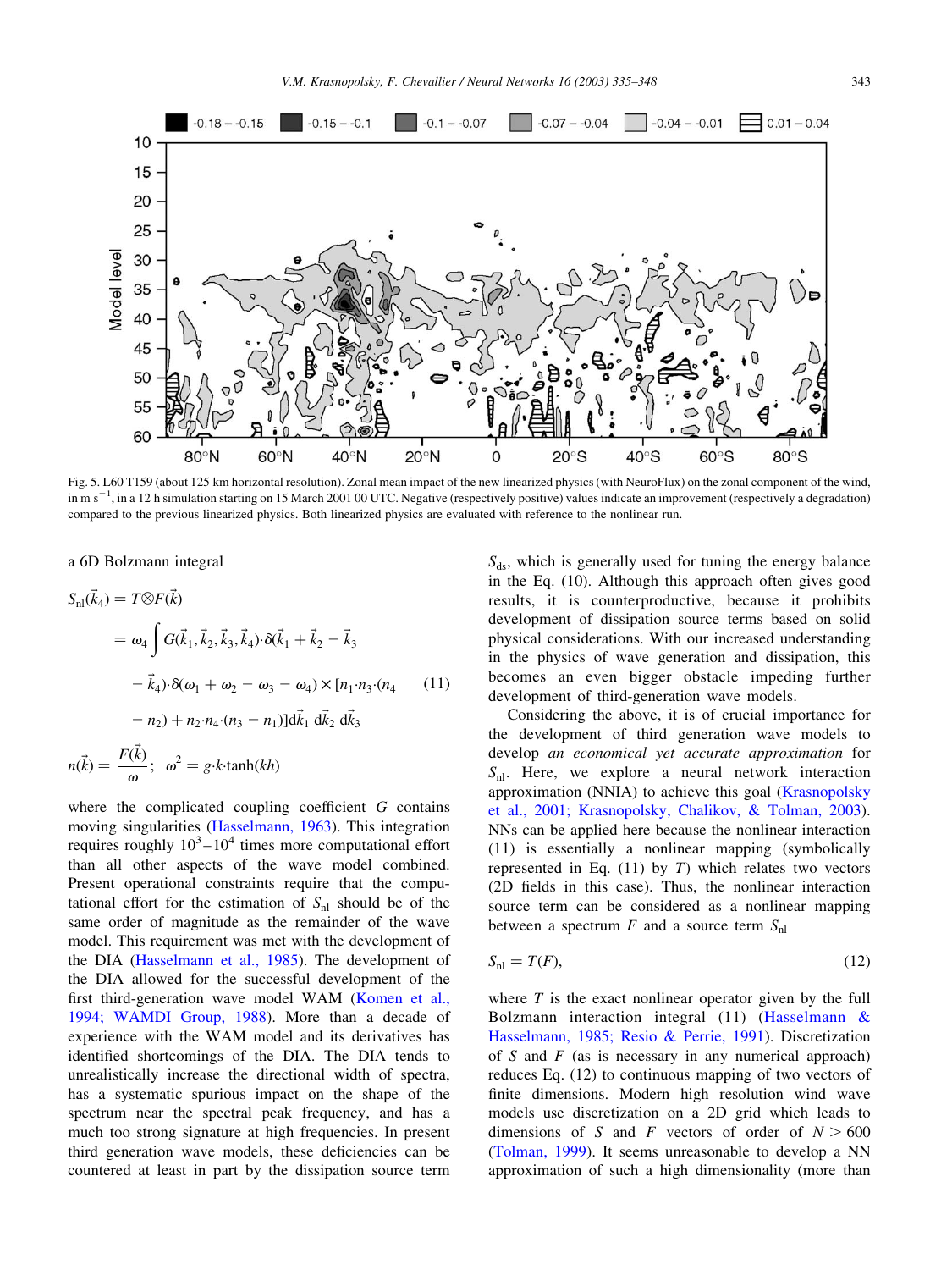Fig. 5. L60 T159 (about 125 km horizontal resolution). Zonal mean impact of the new linearized physics (with NeuroFlux) on the zonal component of the wind, in m s$^{-1}$, in a 12 h simulation starting on 15 March 2001 00 UTC. Negative (respectively positive) values indicate an improvement (respectively a degradation) compared to the previous linearized physics. Both linearized physics are evaluated with reference to the nonlinear run.

a 6D Bolzmann integral

$$
\begin{aligned}
S_{\mathrm{nl}}(\vec{k}_4) &= T \otimes F(\vec{k}) \\
&= \omega_4 \int G(\vec{k}_1, \vec{k}_2, \vec{k}_3, \vec{k}_4) \cdot \delta(\vec{k}_1 + \vec{k}_2 - \vec{k}_3 \\
&\quad - \vec{k}_4) \cdot \delta(\omega_1 + \omega_2 - \omega_3 - \omega_4) \times [n_1 \cdot n_3 \cdot (n_4 \\
&\quad - n_2) + n_2 \cdot n_4 \cdot (n_3 - n_1)] \mathrm{d}\vec{k}_1 \, \mathrm{d}\vec{k}_2 \, \mathrm{d}\vec{k}_3
\end{aligned}
\tag{11}
$$

$$
n(\vec{k}) = \frac{F(\vec{k})}{\omega}; \quad \omega^2 = g \cdot k \cdot \tanh(kh)
$$

where the complicated coupling coefficient $G$ contains moving singularities (Hasselmann, 1963). This integration requires roughly $10^3$–$10^4$ times more computational effort than all other aspects of the wave model combined. Present operational constraints require that the computational effort for the estimation of $S_{\mathrm{nl}}$ should be of the same order of magnitude as the remainder of the wave model. This requirement was met with the development of the DIA (Hasselmann et al., 1985). The development of the DIA allowed for the successful development of the first third-generation wave model WAM (Komen et al., 1994; WAMDI Group, 1988). More than a decade of experience with the WAM model and its derivatives has identified shortcomings of the DIA. The DIA tends to unrealistically increase the directional width of spectra, has a systematic spurious impact on the shape of the spectrum near the spectral peak frequency, and has a much too strong signature at high frequencies. In present third generation wave models, these deficiencies can be countered at least in part by the dissipation source term $S_{\mathrm{ds}}$, which is generally used for tuning the energy balance in the Eq. (10). Although this approach often gives good results, it is counterproductive, because it prohibits development of dissipation source terms based on solid physical considerations. With our increased understanding in the physics of wave generation and dissipation, this becomes an even bigger obstacle impeding further development of third-generation wave models.

Considering the above, it is of crucial importance for the development of third generation wave models to develop *an economical yet accurate approximation* for $S_{\mathrm{nl}}$. Here, we explore a neural network interaction approximation (NNIA) to achieve this goal (Krasnopolsky et al., 2001; Krasnopolsky, Chalikov, & Tolman, 2003). NNs can be applied here because the nonlinear interaction (11) is essentially a nonlinear mapping (symbolically represented in Eq. (11) by $T$) which relates two vectors (2D fields in this case). Thus, the nonlinear interaction source term can be considered as a nonlinear mapping between a spectrum $F$ and a source term $S_{\mathrm{nl}}$

$$
S_{\mathrm{nl}} = T(F), \tag{12}
$$

where $T$ is the exact nonlinear operator given by the full Bolzmann interaction integral (11) (Hasselmann & Hasselmann, 1985; Resio & Perrie, 1991). Discretization of $S$ and $F$ (as is necessary in any numerical approach) reduces Eq. (12) to continuous mapping of two vectors of finite dimensions. Modern high resolution wind wave models use discretization on a 2D grid which leads to dimensions of $S$ and $F$ vectors of order of $N > 600$ (Tolman, 1999). It seems unreasonable to develop a NN approximation of such a high dimensionality (more than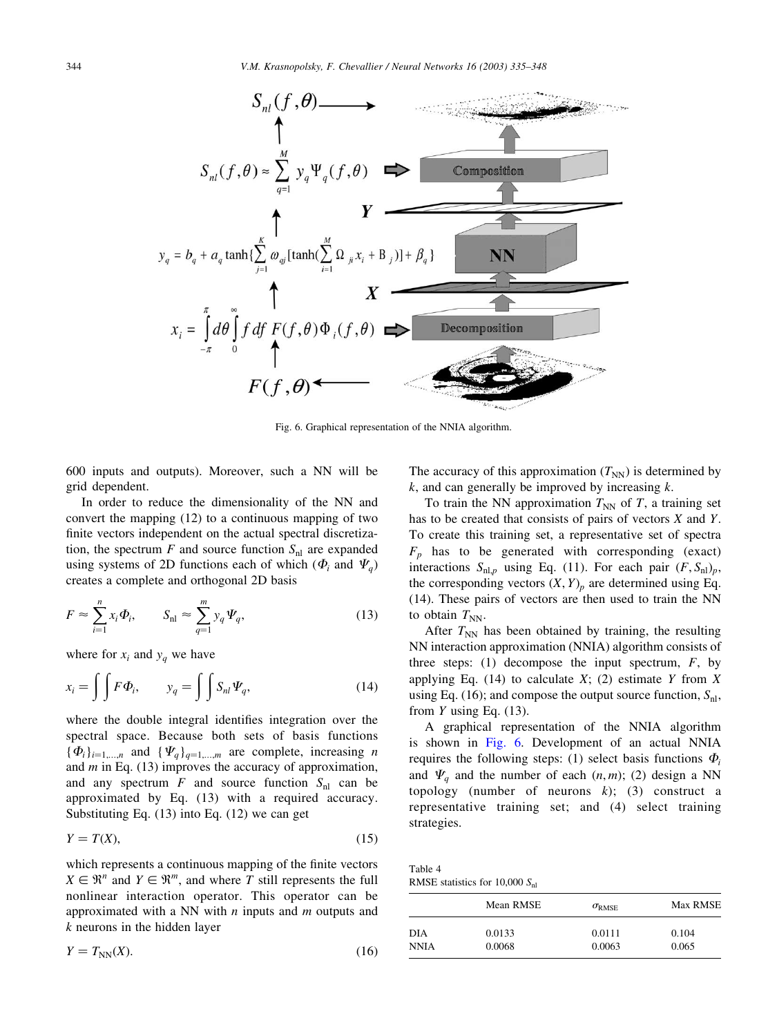Fig. 6. Graphical representation of the NNIA algorithm.

600 inputs and outputs). Moreover, such a NN will be grid dependent.

In order to reduce the dimensionality of the NN and convert the mapping (12) to a continuous mapping of two finite vectors independent on the actual spectral discretization, the spectrum $F$ and source function $S_{\mathrm{nl}}$ are expanded using systems of 2D functions each of which ($\Phi_i$ and $\Psi_q$) creates a complete and orthogonal 2D basis

$$F \approx \sum_{i=1}^{n} x_i \Phi_i, \qquad S_{\mathrm{nl}} \approx \sum_{q=1}^{m} y_q \Psi_q, \tag{13}$$

where for $x_i$ and $y_q$ we have

$$x_i = \int\int F \Phi_i, \qquad y_q = \int\int S_{nl} \Psi_q, \tag{14}$$

where the double integral identifies integration over the spectral space. Because both sets of basis functions $\{\Phi_i\}_{i=1,\ldots,n}$ and $\{\Psi_q\}_{q=1,\ldots,m}$ are complete, increasing $n$ and $m$ in Eq. (13) improves the accuracy of approximation, and any spectrum $F$ and source function $S_{\mathrm{nl}}$ can be approximated by Eq. (13) with a required accuracy. Substituting Eq. (13) into Eq. (12) we can get

$$Y = T(X), \tag{15}$$

which represents a continuous mapping of the finite vectors $X \in \Re^n$ and $Y \in \Re^m$, and where $T$ still represents the full nonlinear interaction operator. This operator can be approximated with a NN with $n$ inputs and $m$ outputs and $k$ neurons in the hidden layer

$$Y = T_{\mathrm{NN}}(X). \tag{16}$$

The accuracy of this approximation ($T_{\mathrm{NN}}$) is determined by $k$, and can generally be improved by increasing $k$.

To train the NN approximation $T_{\mathrm{NN}}$ of $T$, a training set has to be created that consists of pairs of vectors $X$ and $Y$. To create this training set, a representative set of spectra $F_p$ has to be generated with corresponding (exact) interactions $S_{\mathrm{nl},p}$ using Eq. (11). For each pair $(F, S_{\mathrm{nl}})_p$, the corresponding vectors $(X, Y)_p$ are determined using Eq. (14). These pairs of vectors are then used to train the NN to obtain $T_{\mathrm{NN}}$.

After $T_{\mathrm{NN}}$ has been obtained by training, the resulting NN interaction approximation (NNIA) algorithm consists of three steps: (1) decompose the input spectrum, $F$, by applying Eq. (14) to calculate $X$; (2) estimate $Y$ from $X$ using Eq. (16); and compose the output source function, $S_{\mathrm{nl}}$, from $Y$ using Eq. (13).

A graphical representation of the NNIA algorithm is shown in Fig. 6. Development of an actual NNIA requires the following steps: (1) select basis functions $\Phi_i$ and $\Psi_q$ and the number of each $(n, m)$; (2) design a NN topology (number of neurons $k$); (3) construct a representative training set; and (4) select training strategies.

Table 4
RMSE statistics for 10,000 $S_{\mathrm{nl}}$

| | Mean RMSE | $\sigma_{\mathrm{RMSE}}$ | Max RMSE |
|---|---|---|---|
| DIA | 0.0133 | 0.0111 | 0.104 |
| NNIA | 0.0068 | 0.0063 | 0.065 |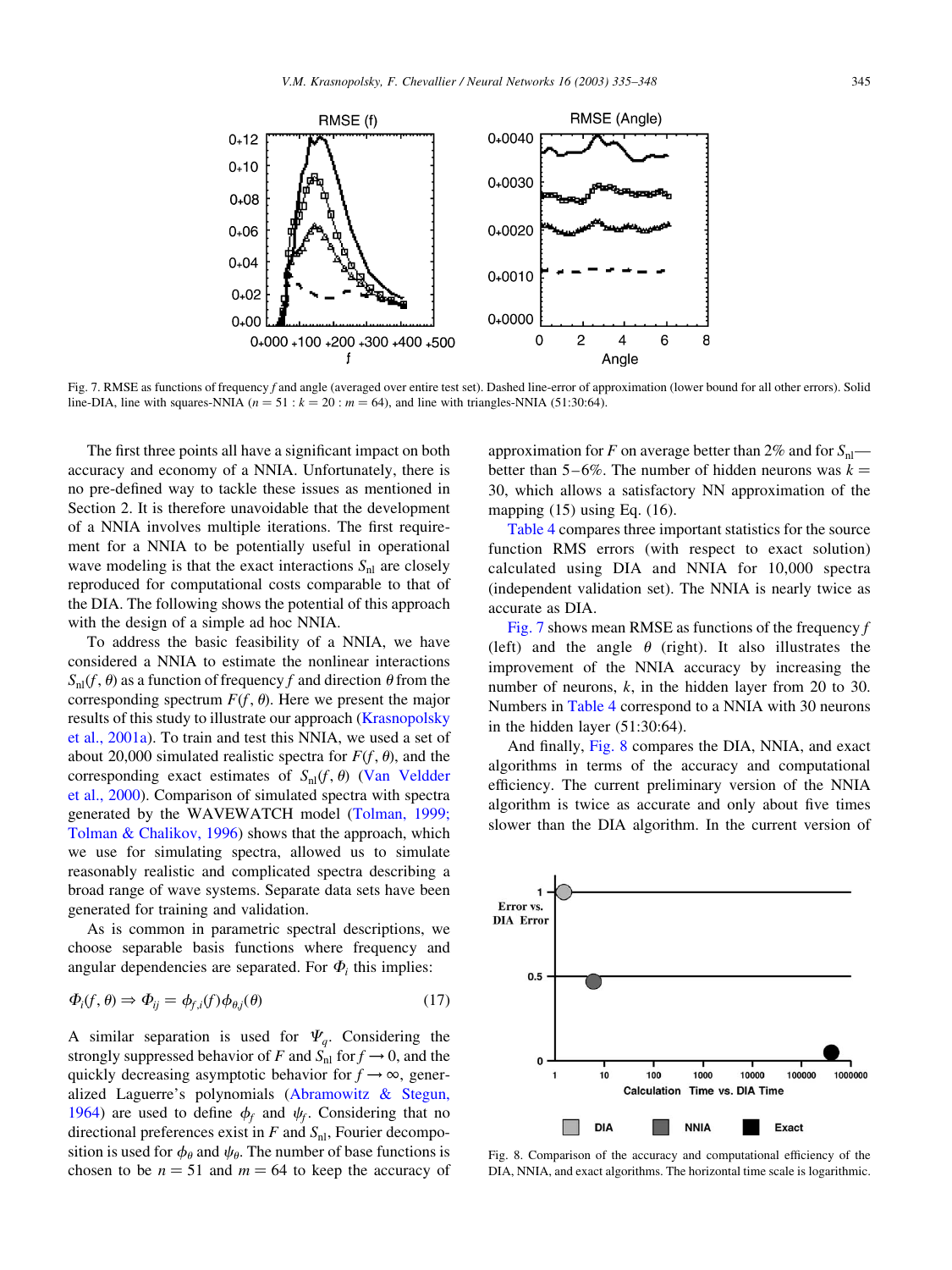Fig. 7. RMSE as functions of frequency $f$ and angle (averaged over entire test set). Dashed line-error of approximation (lower bound for all other errors). Solid line-DIA, line with squares-NNIA ($n = 51 : k = 20 : m = 64$), and line with triangles-NNIA (51:30:64).

The first three points all have a significant impact on both accuracy and economy of a NNIA. Unfortunately, there is no pre-defined way to tackle these issues as mentioned in Section 2. It is therefore unavoidable that the development of a NNIA involves multiple iterations. The first requirement for a NNIA to be potentially useful in operational wave modeling is that the exact interactions $S_{nl}$ are closely reproduced for computational costs comparable to that of the DIA. The following shows the potential of this approach with the design of a simple ad hoc NNIA.

To address the basic feasibility of a NNIA, we have considered a NNIA to estimate the nonlinear interactions $S_{nl}(f, \theta)$ as a function of frequency $f$ and direction $\theta$ from the corresponding spectrum $F(f, \theta)$. Here we present the major results of this study to illustrate our approach (Krasnopolsky et al., 2001a). To train and test this NNIA, we used a set of about 20,000 simulated realistic spectra for $F(f, \theta)$, and the corresponding exact estimates of $S_{nl}(f, \theta)$ (Van Vledder et al., 2000). Comparison of simulated spectra with spectra generated by the WAVEWATCH model (Tolman, 1999; Tolman & Chalikov, 1996) shows that the approach, which we use for simulating spectra, allowed us to simulate reasonably realistic and complicated spectra describing a broad range of wave systems. Separate data sets have been generated for training and validation.

As is common in parametric spectral descriptions, we choose separable basis functions where frequency and angular dependencies are separated. For $\Phi_i$ this implies:

$$\Phi_i(f, \theta) \Rightarrow \Phi_{ij} = \phi_{f,i}(f)\phi_{\theta,j}(\theta) \tag{17}$$

A similar separation is used for $\Psi_q$. Considering the strongly suppressed behavior of $F$ and $S_{nl}$ for $f \to 0$, and the quickly decreasing asymptotic behavior for $f \to \infty$, generalized Laguerre's polynomials (Abramowitz & Stegun, 1964) are used to define $\phi_f$ and $\psi_f$. Considering that no directional preferences exist in $F$ and $S_{nl}$, Fourier decomposition is used for $\phi_\theta$ and $\psi_\theta$. The number of base functions is chosen to be $n = 51$ and $m = 64$ to keep the accuracy of approximation for $F$ on average better than 2% and for $S_{nl}$—better than 5–6%. The number of hidden neurons was $k = 30$, which allows a satisfactory NN approximation of the mapping (15) using Eq. (16).

Table 4 compares three important statistics for the source function RMS errors (with respect to exact solution) calculated using DIA and NNIA for 10,000 spectra (independent validation set). The NNIA is nearly twice as accurate as DIA.

Fig. 7 shows mean RMSE as functions of the frequency $f$ (left) and the angle $\theta$ (right). It also illustrates the improvement of the NNIA accuracy by increasing the number of neurons, $k$, in the hidden layer from 20 to 30. Numbers in Table 4 correspond to a NNIA with 30 neurons in the hidden layer (51:30:64).

And finally, Fig. 8 compares the DIA, NNIA, and exact algorithms in terms of the accuracy and computational efficiency. The current preliminary version of the NNIA algorithm is twice as accurate and only about five times slower than the DIA algorithm. In the current version of

Fig. 8. Comparison of the accuracy and computational efficiency of the DIA, NNIA, and exact algorithms. The horizontal time scale is logarithmic.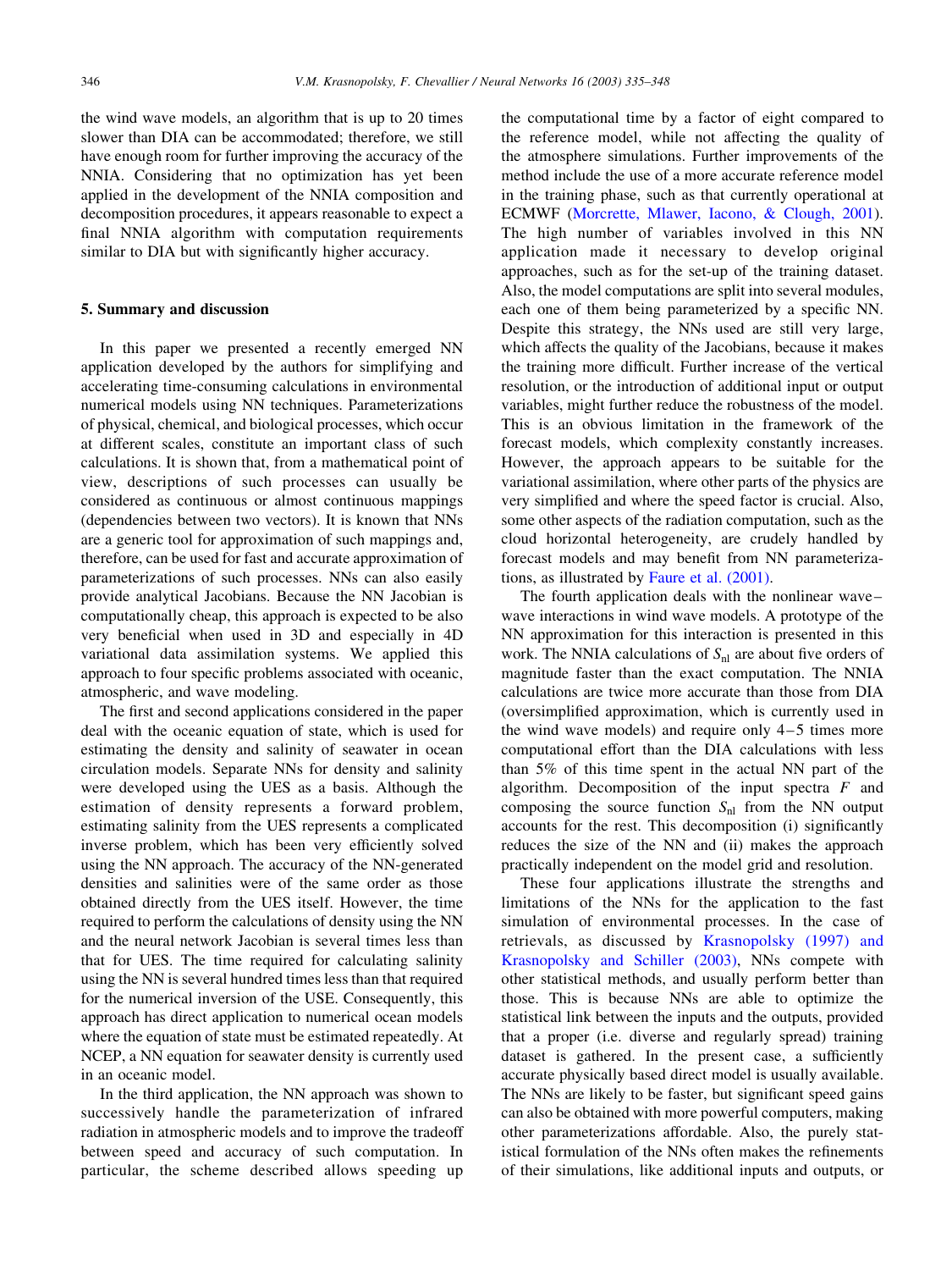the wind wave models, an algorithm that is up to 20 times slower than DIA can be accommodated; therefore, we still have enough room for further improving the accuracy of the NNIA. Considering that no optimization has yet been applied in the development of the NNIA composition and decomposition procedures, it appears reasonable to expect a final NNIA algorithm with computation requirements similar to DIA but with significantly higher accuracy.

## 5. Summary and discussion

In this paper we presented a recently emerged NN application developed by the authors for simplifying and accelerating time-consuming calculations in environmental numerical models using NN techniques. Parameterizations of physical, chemical, and biological processes, which occur at different scales, constitute an important class of such calculations. It is shown that, from a mathematical point of view, descriptions of such processes can usually be considered as continuous or almost continuous mappings (dependencies between two vectors). It is known that NNs are a generic tool for approximation of such mappings and, therefore, can be used for fast and accurate approximation of parameterizations of such processes. NNs can also easily provide analytical Jacobians. Because the NN Jacobian is computationally cheap, this approach is expected to be also very beneficial when used in 3D and especially in 4D variational data assimilation systems. We applied this approach to four specific problems associated with oceanic, atmospheric, and wave modeling.

The first and second applications considered in the paper deal with the oceanic equation of state, which is used for estimating the density and salinity of seawater in ocean circulation models. Separate NNs for density and salinity were developed using the UES as a basis. Although the estimation of density represents a forward problem, estimating salinity from the UES represents a complicated inverse problem, which has been very efficiently solved using the NN approach. The accuracy of the NN-generated densities and salinities were of the same order as those obtained directly from the UES itself. However, the time required to perform the calculations of density using the NN and the neural network Jacobian is several times less than that for UES. The time required for calculating salinity using the NN is several hundred times less than that required for the numerical inversion of the USE. Consequently, this approach has direct application to numerical ocean models where the equation of state must be estimated repeatedly. At NCEP, a NN equation for seawater density is currently used in an oceanic model.

In the third application, the NN approach was shown to successively handle the parameterization of infrared radiation in atmospheric models and to improve the tradeoff between speed and accuracy of such computation. In particular, the scheme described allows speeding up the computational time by a factor of eight compared to the reference model, while not affecting the quality of the atmosphere simulations. Further improvements of the method include the use of a more accurate reference model in the training phase, such as that currently operational at ECMWF (Morcrette, Mlawer, Iacono, & Clough, 2001). The high number of variables involved in this NN application made it necessary to develop original approaches, such as for the set-up of the training dataset. Also, the model computations are split into several modules, each one of them being parameterized by a specific NN. Despite this strategy, the NNs used are still very large, which affects the quality of the Jacobians, because it makes the training more difficult. Further increase of the vertical resolution, or the introduction of additional input or output variables, might further reduce the robustness of the model. This is an obvious limitation in the framework of the forecast models, which complexity constantly increases. However, the approach appears to be suitable for the variational assimilation, where other parts of the physics are very simplified and where the speed factor is crucial. Also, some other aspects of the radiation computation, such as the cloud horizontal heterogeneity, are crudely handled by forecast models and may benefit from NN parameterizations, as illustrated by Faure et al. (2001).

The fourth application deals with the nonlinear wave–wave interactions in wind wave models. A prototype of the NN approximation for this interaction is presented in this work. The NNIA calculations of $S_{nl}$ are about five orders of magnitude faster than the exact computation. The NNIA calculations are twice more accurate than those from DIA (oversimplified approximation, which is currently used in the wind wave models) and require only 4–5 times more computational effort than the DIA calculations with less than 5% of this time spent in the actual NN part of the algorithm. Decomposition of the input spectra $F$ and composing the source function $S_{nl}$ from the NN output accounts for the rest. This decomposition (i) significantly reduces the size of the NN and (ii) makes the approach practically independent on the model grid and resolution.

These four applications illustrate the strengths and limitations of the NNs for the application to the fast simulation of environmental processes. In the case of retrievals, as discussed by Krasnopolsky (1997) and Krasnopolsky and Schiller (2003), NNs compete with other statistical methods, and usually perform better than those. This is because NNs are able to optimize the statistical link between the inputs and the outputs, provided that a proper (i.e. diverse and regularly spread) training dataset is gathered. In the present case, a sufficiently accurate physically based direct model is usually available. The NNs are likely to be faster, but significant speed gains can also be obtained with more powerful computers, making other parameterizations affordable. Also, the purely statistical formulation of the NNs often makes the refinements of their simulations, like additional inputs and outputs, or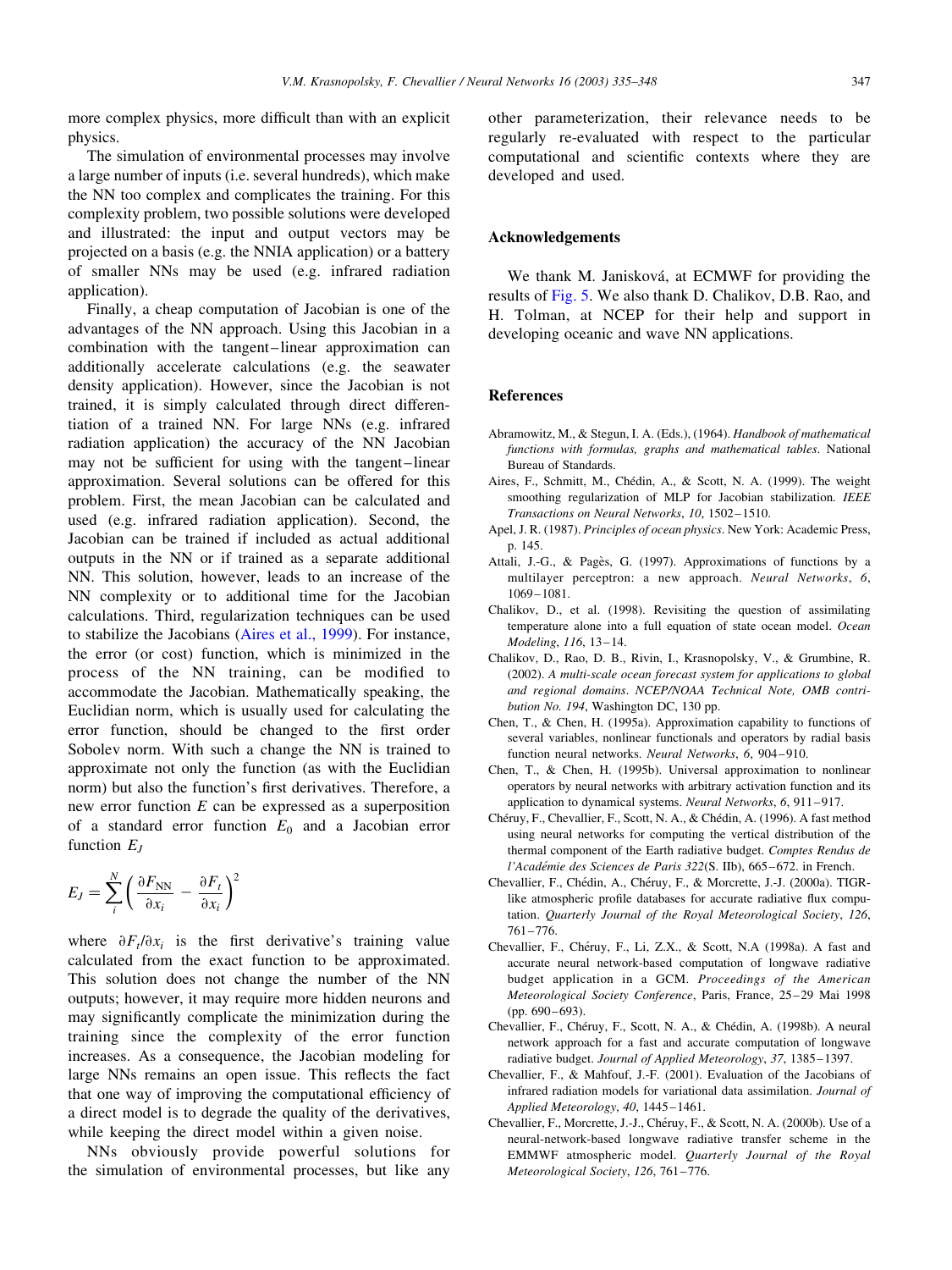more complex physics, more difficult than with an explicit physics.

The simulation of environmental processes may involve a large number of inputs (i.e. several hundreds), which make the NN too complex and complicates the training. For this complexity problem, two possible solutions were developed and illustrated: the input and output vectors may be projected on a basis (e.g. the NNIA application) or a battery of smaller NNs may be used (e.g. infrared radiation application).

Finally, a cheap computation of Jacobian is one of the advantages of the NN approach. Using this Jacobian in a combination with the tangent–linear approximation can additionally accelerate calculations (e.g. the seawater density application). However, since the Jacobian is not trained, it is simply calculated through direct differentiation of a trained NN. For large NNs (e.g. infrared radiation application) the accuracy of the NN Jacobian may not be sufficient for using with the tangent–linear approximation. Several solutions can be offered for this problem. First, the mean Jacobian can be calculated and used (e.g. infrared radiation application). Second, the Jacobian can be trained if included as actual additional outputs in the NN or if trained as a separate additional NN. This solution, however, leads to an increase of the NN complexity or to additional time for the Jacobian calculations. Third, regularization techniques can be used to stabilize the Jacobians (Aires et al., 1999). For instance, the error (or cost) function, which is minimized in the process of the NN training, can be modified to accommodate the Jacobian. Mathematically speaking, the Euclidian norm, which is usually used for calculating the error function, should be changed to the first order Sobolev norm. With such a change the NN is trained to approximate not only the function (as with the Euclidian norm) but also the function's first derivatives. Therefore, a new error function $E$ can be expressed as a superposition of a standard error function $E_0$ and a Jacobian error function $E_J$

$$E_J = \sum_i^N \left( \frac{\partial F_{\mathrm{NN}}}{\partial x_i} - \frac{\partial F_t}{\partial x_i} \right)^2$$

where $\partial F_t / \partial x_i$ is the first derivative's training value calculated from the exact function to be approximated. This solution does not change the number of the NN outputs; however, it may require more hidden neurons and may significantly complicate the minimization during the training since the complexity of the error function increases. As a consequence, the Jacobian modeling for large NNs remains an open issue. This reflects the fact that one way of improving the computational efficiency of a direct model is to degrade the quality of the derivatives, while keeping the direct model within a given noise.

NNs obviously provide powerful solutions for the simulation of environmental processes, but like any other parameterization, their relevance needs to be regularly re-evaluated with respect to the particular computational and scientific contexts where they are developed and used.

## Acknowledgements

We thank M. Janisková, at ECMWF for providing the results of Fig. 5. We also thank D. Chalikov, D.B. Rao, and H. Tolman, at NCEP for their help and support in developing oceanic and wave NN applications.

## References

Abramowitz, M., & Stegun, I. A. (Eds.), (1964). *Handbook of mathematical functions with formulas, graphs and mathematical tables*. National Bureau of Standards.

Aires, F., Schmitt, M., Chédin, A., & Scott, N. A. (1999). The weight smoothing regularization of MLP for Jacobian stabilization. *IEEE Transactions on Neural Networks*, *10*, 1502–1510.

Apel, J. R. (1987). *Principles of ocean physics*. New York: Academic Press, p. 145.

Attali, J.-G., & Pagès, G. (1997). Approximations of functions by a multilayer perceptron: a new approach. *Neural Networks*, *6*, 1069–1081.

Chalikov, D., et al. (1998). Revisiting the question of assimilating temperature alone into a full equation of state ocean model. *Ocean Modeling*, *116*, 13–14.

Chalikov, D., Rao, D. B., Rivin, I., Krasnopolsky, V., & Grumbine, R. (2002). *A multi-scale ocean forecast system for applications to global and regional domains. NCEP/NOAA Technical Note, OMB contribution No. 194*, Washington DC, 130 pp.

Chen, T., & Chen, H. (1995a). Approximation capability to functions of several variables, nonlinear functionals and operators by radial basis function neural networks. *Neural Networks*, *6*, 904–910.

Chen, T., & Chen, H. (1995b). Universal approximation to nonlinear operators by neural networks with arbitrary activation function and its application to dynamical systems. *Neural Networks*, *6*, 911–917.

Chéruy, F., Chevallier, F., Scott, N. A., & Chédin, A. (1996). A fast method using neural networks for computing the vertical distribution of the thermal component of the Earth radiative budget. *Comptes Rendus de l'Académie des Sciences de Paris 322*(S. IIb), 665–672. in French.

Chevallier, F., Chédin, A., Chéruy, F., & Morcrette, J.-J. (2000a). TIGR-like atmospheric profile databases for accurate radiative flux computation. *Quarterly Journal of the Royal Meteorological Society*, *126*, 761–776.

Chevallier, F., Chéruy, F., Li, Z.X., & Scott, N.A (1998a). A fast and accurate neural network-based computation of longwave radiative budget application in a GCM. *Proceedings of the American Meteorological Society Conference*, Paris, France, 25–29 Mai 1998 (pp. 690–693).

Chevallier, F., Chéruy, F., Scott, N. A., & Chédin, A. (1998b). A neural network approach for a fast and accurate computation of longwave radiative budget. *Journal of Applied Meteorology*, *37*, 1385–1397.

Chevallier, F., & Mahfouf, J.-F. (2001). Evaluation of the Jacobians of infrared radiation models for variational data assimilation. *Journal of Applied Meteorology*, *40*, 1445–1461.

Chevallier, F., Morcrette, J.-J., Chéruy, F., & Scott, N. A. (2000b). Use of a neural-network-based longwave radiative transfer scheme in the EMMWF atmospheric model. *Quarterly Journal of the Royal Meteorological Society*, *126*, 761–776.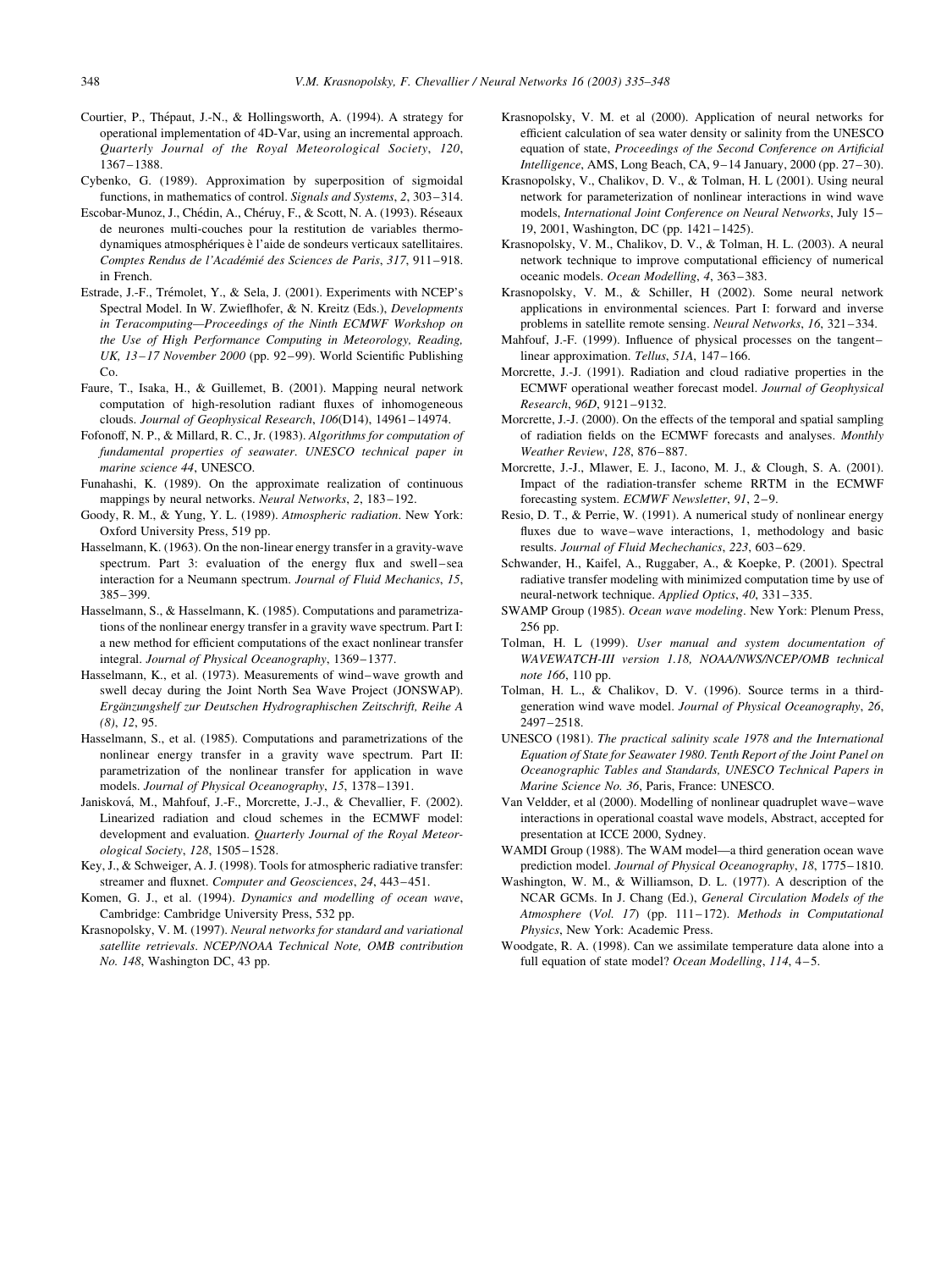Courtier, P., Thépaut, J.-N., & Hollingsworth, A. (1994). A strategy for operational implementation of 4D-Var, using an incremental approach. *Quarterly Journal of the Royal Meteorological Society*, *120*, 1367–1388.

Cybenko, G. (1989). Approximation by superposition of sigmoidal functions, in mathematics of control. *Signals and Systems*, *2*, 303–314.

Escobar-Munoz, J., Chédin, A., Chéruy, F., & Scott, N. A. (1993). Réseaux de neurones multi-couches pour la restitution de variables thermodynamiques atmosphériques è l'aide de sondeurs verticaux satellitaires. *Comptes Rendus de l'Académié des Sciences de Paris*, *317*, 911–918. in French.

Estrade, J.-F., Trémolet, Y., & Sela, J. (2001). Experiments with NCEP's Spectral Model. In W. Zwieflhofer, & N. Kreitz (Eds.), *Developments in Teracomputing—Proceedings of the Ninth ECMWF Workshop on the Use of High Performance Computing in Meteorology, Reading, UK, 13–17 November 2000* (pp. 92–99). World Scientific Publishing Co.

Faure, T., Isaka, H., & Guillemet, B. (2001). Mapping neural network computation of high-resolution radiant fluxes of inhomogeneous clouds. *Journal of Geophysical Research*, *106*(D14), 14961–14974.

Fofonoff, N. P., & Millard, R. C., Jr. (1983). *Algorithms for computation of fundamental properties of seawater. UNESCO technical paper in marine science 44*, UNESCO.

Funahashi, K. (1989). On the approximate realization of continuous mappings by neural networks. *Neural Networks*, *2*, 183–192.

Goody, R. M., & Yung, Y. L. (1989). *Atmospheric radiation*. New York: Oxford University Press, 519 pp.

Hasselmann, K. (1963). On the non-linear energy transfer in a gravity-wave spectrum. Part 3: evaluation of the energy flux and swell–sea interaction for a Neumann spectrum. *Journal of Fluid Mechanics*, *15*, 385–399.

Hasselmann, S., & Hasselmann, K. (1985). Computations and parametrizations of the nonlinear energy transfer in a gravity wave spectrum. Part I: a new method for efficient computations of the exact nonlinear transfer integral. *Journal of Physical Oceanography*, 1369–1377.

Hasselmann, K., et al. (1973). Measurements of wind–wave growth and swell decay during the Joint North Sea Wave Project (JONSWAP). *Ergänzungshelf zur Deutschen Hydrographischen Zeitschrift, Reihe A (8)*, *12*, 95.

Hasselmann, S., et al. (1985). Computations and parametrizations of the nonlinear energy transfer in a gravity wave spectrum. Part II: parametrization of the nonlinear transfer for application in wave models. *Journal of Physical Oceanography*, *15*, 1378–1391.

Janisková, M., Mahfouf, J.-F., Morcrette, J.-J., & Chevallier, F. (2002). Linearized radiation and cloud schemes in the ECMWF model: development and evaluation. *Quarterly Journal of the Royal Meteorological Society*, *128*, 1505–1528.

Key, J., & Schweiger, A. J. (1998). Tools for atmospheric radiative transfer: streamer and fluxnet. *Computer and Geosciences*, *24*, 443–451.

Komen, G. J., et al. (1994). *Dynamics and modelling of ocean wave*, Cambridge: Cambridge University Press, 532 pp.

Krasnopolsky, V. M. (1997). *Neural networks for standard and variational satellite retrievals. NCEP/NOAA Technical Note, OMB contribution No. 148*, Washington DC, 43 pp.

Krasnopolsky, V. M. et al (2000). Application of neural networks for efficient calculation of sea water density or salinity from the UNESCO equation of state, *Proceedings of the Second Conference on Artificial Intelligence*, AMS, Long Beach, CA, 9–14 January, 2000 (pp. 27–30).

Krasnopolsky, V., Chalikov, D. V., & Tolman, H. L (2001). Using neural network for parameterization of nonlinear interactions in wind wave models, *International Joint Conference on Neural Networks*, July 15–19, 2001, Washington, DC (pp. 1421–1425).

Krasnopolsky, V. M., Chalikov, D. V., & Tolman, H. L. (2003). A neural network technique to improve computational efficiency of numerical oceanic models. *Ocean Modelling*, *4*, 363–383.

Krasnopolsky, V. M., & Schiller, H (2002). Some neural network applications in environmental sciences. Part I: forward and inverse problems in satellite remote sensing. *Neural Networks*, *16*, 321–334.

Mahfouf, J.-F. (1999). Influence of physical processes on the tangent–linear approximation. *Tellus*, *51A*, 147–166.

Morcrette, J.-J. (1991). Radiation and cloud radiative properties in the ECMWF operational weather forecast model. *Journal of Geophysical Research*, *96D*, 9121–9132.

Morcrette, J.-J. (2000). On the effects of the temporal and spatial sampling of radiation fields on the ECMWF forecasts and analyses. *Monthly Weather Review*, *128*, 876–887.

Morcrette, J.-J., Mlawer, E. J., Iacono, M. J., & Clough, S. A. (2001). Impact of the radiation-transfer scheme RRTM in the ECMWF forecasting system. *ECMWF Newsletter*, *91*, 2–9.

Resio, D. T., & Perrie, W. (1991). A numerical study of nonlinear energy fluxes due to wave–wave interactions, 1, methodology and basic results. *Journal of Fluid Mechechanics*, *223*, 603–629.

Schwander, H., Kaifel, A., Ruggaber, A., & Koepke, P. (2001). Spectral radiative transfer modeling with minimized computation time by use of neural-network technique. *Applied Optics*, *40*, 331–335.

SWAMP Group (1985). *Ocean wave modeling*. New York: Plenum Press, 256 pp.

Tolman, H. L (1999). *User manual and system documentation of WAVEWATCH-III version 1.18, NOAA/NWS/NCEP/OMB technical note 166*, 110 pp.

Tolman, H. L., & Chalikov, D. V. (1996). Source terms in a third-generation wind wave model. *Journal of Physical Oceanography*, *26*, 2497–2518.

UNESCO (1981). *The practical salinity scale 1978 and the International Equation of State for Seawater 1980. Tenth Report of the Joint Panel on Oceanographic Tables and Standards, UNESCO Technical Papers in Marine Science No. 36*, Paris, France: UNESCO.

Van Veldder, et al (2000). Modelling of nonlinear quadruplet wave–wave interactions in operational coastal wave models, Abstract, accepted for presentation at ICCE 2000, Sydney.

WAMDI Group (1988). The WAM model—a third generation ocean wave prediction model. *Journal of Physical Oceanography*, *18*, 1775–1810.

Washington, W. M., & Williamson, D. L. (1977). A description of the NCAR GCMs. In J. Chang (Ed.), *General Circulation Models of the Atmosphere* (*Vol. 17*) (pp. 111–172). *Methods in Computational Physics*, New York: Academic Press.

Woodgate, R. A. (1998). Can we assimilate temperature data alone into a full equation of state model? *Ocean Modelling*, *114*, 4–5.